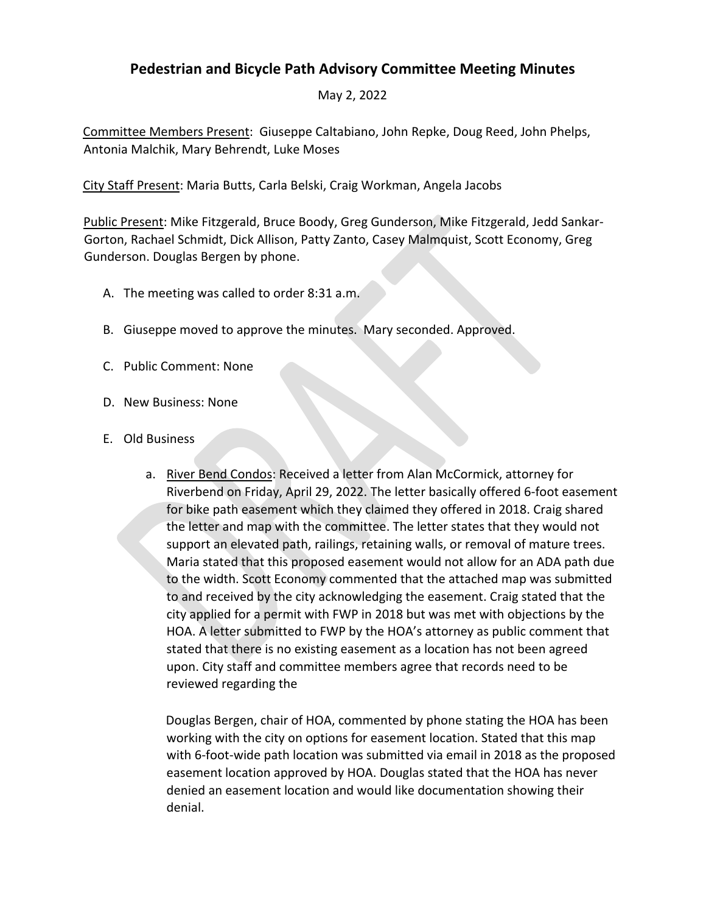# Pedestrian and Bicycle Path Advisory Committee Meeting Minutes

May 2, 2022

Committee Members Present: Giuseppe Caltabiano, John Repke, Doug Reed, John Phelps, Antonia Malchik, Mary Behrendt, Luke Moses

City Staff Present: Maria Butts, Carla Belski, Craig Workman, Angela Jacobs

Public Present: Mike Fitzgerald, Bruce Boody, Greg Gunderson, Mike Fitzgerald, Jedd Sankar-Gorton, Rachael Schmidt, Dick Allison, Patty Zanto, Casey Malmquist, Scott Economy, Greg Gunderson. Douglas Bergen by phone.

A. The meeting was called to order 8:31 a.m.

B. Giuseppe moved to approve the minutes. Mary seconded. Approved.

C. Public Comment: None

D. New Business: None

E. Old Business

   a. River Bend Condos: Received a letter from Alan McCormick, attorney for Riverbend on Friday, April 29, 2022. The letter basically offered 6-foot easement for bike path easement which they claimed they offered in 2018. Craig shared the letter and map with the committee. The letter states that they would not support an elevated path, railings, retaining walls, or removal of mature trees. Maria stated that this proposed easement would not allow for an ADA path due to the width. Scott Economy commented that the attached map was submitted to and received by the city acknowledging the easement. Craig stated that the city applied for a permit with FWP in 2018 but was met with objections by the HOA. A letter submitted to FWP by the HOA's attorney as public comment that stated that there is no existing easement as a location has not been agreed upon. City staff and committee members agree that records need to be reviewed regarding the

   Douglas Bergen, chair of HOA, commented by phone stating the HOA has been working with the city on options for easement location. Stated that this map with 6-foot-wide path location was submitted via email in 2018 as the proposed easement location approved by HOA. Douglas stated that the HOA has never denied an easement location and would like documentation showing their denial.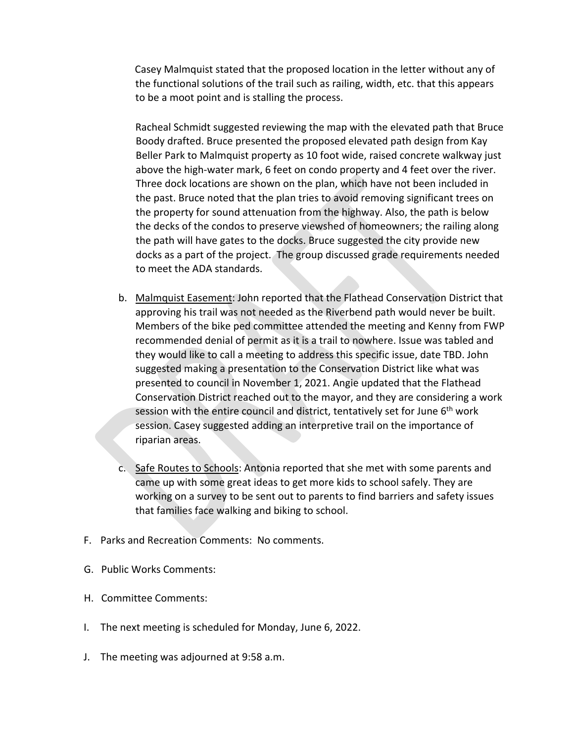Casey Malmquist stated that the proposed location in the letter without any of the functional solutions of the trail such as railing, width, etc. that this appears to be a moot point and is stalling the process.

Racheal Schmidt suggested reviewing the map with the elevated path that Bruce Boody drafted. Bruce presented the proposed elevated path design from Kay Beller Park to Malmquist property as 10 foot wide, raised concrete walkway just above the high-water mark, 6 feet on condo property and 4 feet over the river. Three dock locations are shown on the plan, which have not been included in the past. Bruce noted that the plan tries to avoid removing significant trees on the property for sound attenuation from the highway. Also, the path is below the decks of the condos to preserve viewshed of homeowners; the railing along the path will have gates to the docks. Bruce suggested the city provide new docks as a part of the project. The group discussed grade requirements needed to meet the ADA standards.

b. Malmquist Easement: John reported that the Flathead Conservation District that approving his trail was not needed as the Riverbend path would never be built. Members of the bike ped committee attended the meeting and Kenny from FWP recommended denial of permit as it is a trail to nowhere. Issue was tabled and they would like to call a meeting to address this specific issue, date TBD. John suggested making a presentation to the Conservation District like what was presented to council in November 1, 2021. Angie updated that the Flathead Conservation District reached out to the mayor, and they are considering a work session with the entire council and district, tentatively set for June 6th work session. Casey suggested adding an interpretive trail on the importance of riparian areas.

c. Safe Routes to Schools: Antonia reported that she met with some parents and came up with some great ideas to get more kids to school safely. They are working on a survey to be sent out to parents to find barriers and safety issues that families face walking and biking to school.

F. Parks and Recreation Comments: No comments.

G. Public Works Comments:

H. Committee Comments:

I. The next meeting is scheduled for Monday, June 6, 2022.

J. The meeting was adjourned at 9:58 a.m.